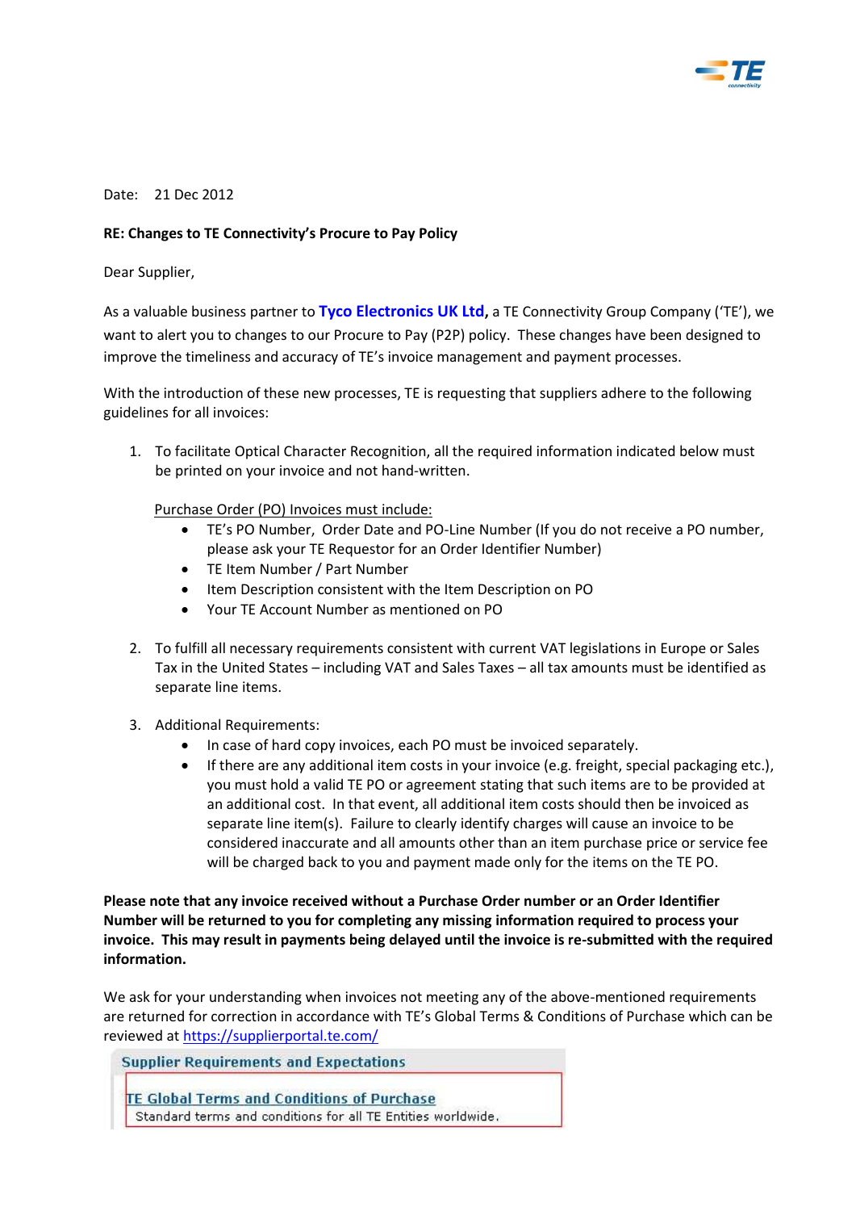Date: 21 Dec 2012

**RE: Changes to TE Connectivity's Procure to Pay Policy**

Dear Supplier,

As a valuable business partner to **Tyco Electronics UK Ltd,** a TE Connectivity Group Company ('TE'), we want to alert you to changes to our Procure to Pay (P2P) policy. These changes have been designed to improve the timeliness and accuracy of TE's invoice management and payment processes.

With the introduction of these new processes, TE is requesting that suppliers adhere to the following guidelines for all invoices:

1. To facilitate Optical Character Recognition, all the required information indicated below must be printed on your invoice and not hand-written.

   Purchase Order (PO) Invoices must include:
   - TE's PO Number, Order Date and PO-Line Number (If you do not receive a PO number, please ask your TE Requestor for an Order Identifier Number)
   - TE Item Number / Part Number
   - Item Description consistent with the Item Description on PO
   - Your TE Account Number as mentioned on PO

2. To fulfill all necessary requirements consistent with current VAT legislations in Europe or Sales Tax in the United States – including VAT and Sales Taxes – all tax amounts must be identified as separate line items.

3. Additional Requirements:
   - In case of hard copy invoices, each PO must be invoiced separately.
   - If there are any additional item costs in your invoice (e.g. freight, special packaging etc.), you must hold a valid TE PO or agreement stating that such items are to be provided at an additional cost. In that event, all additional item costs should then be invoiced as separate line item(s). Failure to clearly identify charges will cause an invoice to be considered inaccurate and all amounts other than an item purchase price or service fee will be charged back to you and payment made only for the items on the TE PO.

**Please note that any invoice received without a Purchase Order number or an Order Identifier Number will be returned to you for completing any missing information required to process your invoice. This may result in payments being delayed until the invoice is re-submitted with the required information.**

We ask for your understanding when invoices not meeting any of the above-mentioned requirements are returned for correction in accordance with TE's Global Terms & Conditions of Purchase which can be reviewed at https://supplierportal.te.com/

Supplier Requirements and Expectations

TE Global Terms and Conditions of Purchase
Standard terms and conditions for all TE Entities worldwide.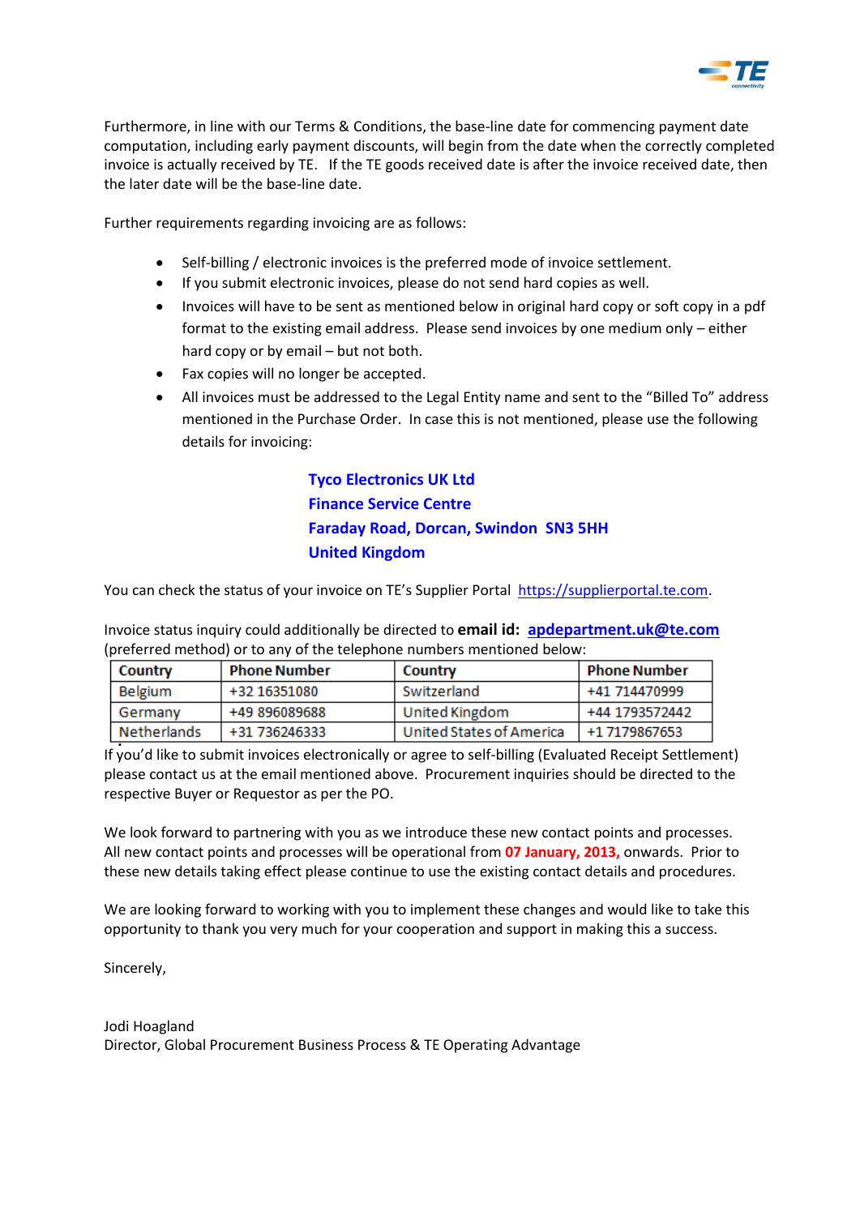Furthermore, in line with our Terms & Conditions, the base-line date for commencing payment date computation, including early payment discounts, will begin from the date when the correctly completed invoice is actually received by TE. If the TE goods received date is after the invoice received date, then the later date will be the base-line date.

Further requirements regarding invoicing are as follows:

- Self-billing / electronic invoices is the preferred mode of invoice settlement.
- If you submit electronic invoices, please do not send hard copies as well.
- Invoices will have to be sent as mentioned below in original hard copy or soft copy in a pdf format to the existing email address. Please send invoices by one medium only – either hard copy or by email – but not both.
- Fax copies will no longer be accepted.
- All invoices must be addressed to the Legal Entity name and sent to the "Billed To" address mentioned in the Purchase Order. In case this is not mentioned, please use the following details for invoicing:

**Tyco Electronics UK Ltd**
**Finance Service Centre**
**Faraday Road, Dorcan, Swindon SN3 5HH**
**United Kingdom**

You can check the status of your invoice on TE's Supplier Portal https://supplierportal.te.com.

Invoice status inquiry could additionally be directed to **email id: apdepartment.uk@te.com** (preferred method) or to any of the telephone numbers mentioned below:

| Country | Phone Number | Country | Phone Number |
|---|---|---|---|
| Belgium | +32 16351080 | Switzerland | +41 714470999 |
| Germany | +49 896089688 | United Kingdom | +44 1793572442 |
| Netherlands | +31 736246333 | United States of America | +1 7179867653 |

If you'd like to submit invoices electronically or agree to self-billing (Evaluated Receipt Settlement) please contact us at the email mentioned above. Procurement inquiries should be directed to the respective Buyer or Requestor as per the PO.

We look forward to partnering with you as we introduce these new contact points and processes. All new contact points and processes will be operational from **07 January, 2013,** onwards. Prior to these new details taking effect please continue to use the existing contact details and procedures.

We are looking forward to working with you to implement these changes and would like to take this opportunity to thank you very much for your cooperation and support in making this a success.

Sincerely,

Jodi Hoagland
Director, Global Procurement Business Process & TE Operating Advantage